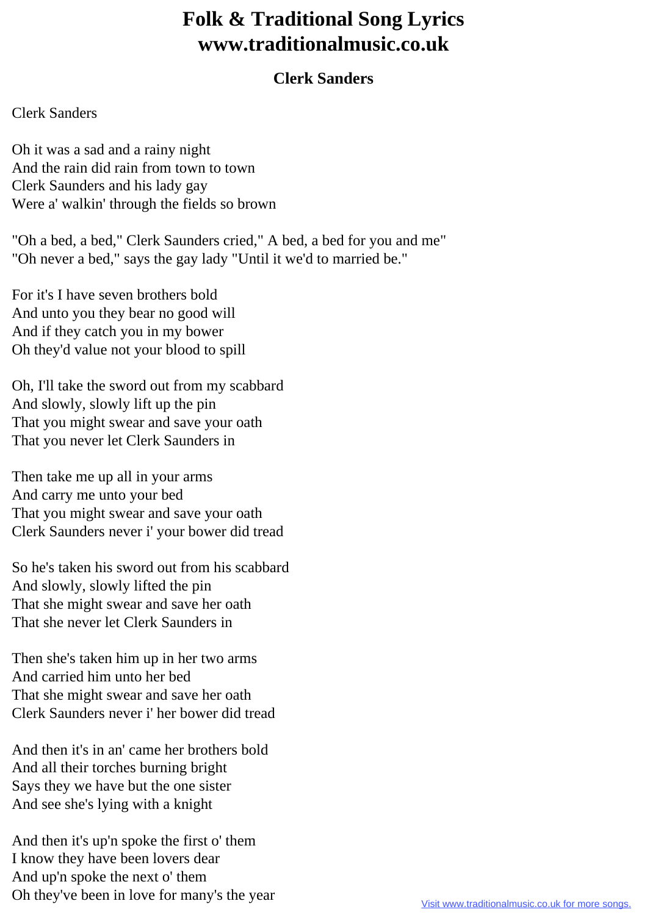# Folk & Traditional Song Lyrics
# www.traditionalmusic.co.uk

### Clerk Sanders

Clerk Sanders

Oh it was a sad and a rainy night
And the rain did rain from town to town
Clerk Saunders and his lady gay
Were a' walkin' through the fields so brown

"Oh a bed, a bed," Clerk Saunders cried," A bed, a bed for you and me"
"Oh never a bed," says the gay lady "Until it we'd to married be."

For it's I have seven brothers bold
And unto you they bear no good will
And if they catch you in my bower
Oh they'd value not your blood to spill

Oh, I'll take the sword out from my scabbard
And slowly, slowly lift up the pin
That you might swear and save your oath
That you never let Clerk Saunders in

Then take me up all in your arms
And carry me unto your bed
That you might swear and save your oath
Clerk Saunders never i' your bower did tread

So he's taken his sword out from his scabbard
And slowly, slowly lifted the pin
That she might swear and save her oath
That she never let Clerk Saunders in

Then she's taken him up in her two arms
And carried him unto her bed
That she might swear and save her oath
Clerk Saunders never i' her bower did tread

And then it's in an' came her brothers bold
And all their torches burning bright
Says they we have but the one sister
And see she's lying with a knight

And then it's up'n spoke the first o' them
I know they have been lovers dear
And up'n spoke the next o' them
Oh they've been in love for many's the year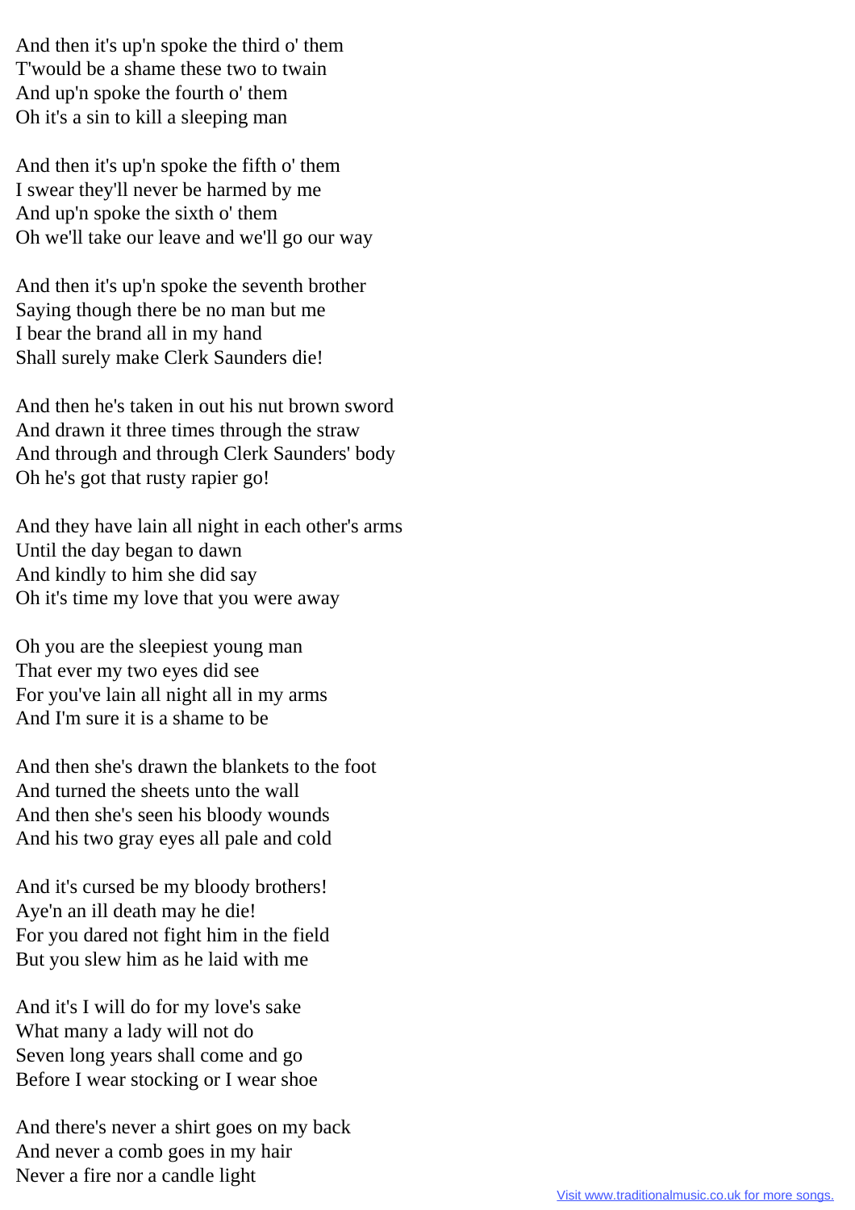And then it's up'n spoke the third o' them
T'would be a shame these two to twain
And up'n spoke the fourth o' them
Oh it's a sin to kill a sleeping man

And then it's up'n spoke the fifth o' them
I swear they'll never be harmed by me
And up'n spoke the sixth o' them
Oh we'll take our leave and we'll go our way

And then it's up'n spoke the seventh brother
Saying though there be no man but me
I bear the brand all in my hand
Shall surely make Clerk Saunders die!

And then he's taken in out his nut brown sword
And drawn it three times through the straw
And through and through Clerk Saunders' body
Oh he's got that rusty rapier go!

And they have lain all night in each other's arms
Until the day began to dawn
And kindly to him she did say
Oh it's time my love that you were away

Oh you are the sleepiest young man
That ever my two eyes did see
For you've lain all night all in my arms
And I'm sure it is a shame to be

And then she's drawn the blankets to the foot
And turned the sheets unto the wall
And then she's seen his bloody wounds
And his two gray eyes all pale and cold

And it's cursed be my bloody brothers!
Aye'n an ill death may he die!
For you dared not fight him in the field
But you slew him as he laid with me

And it's I will do for my love's sake
What many a lady will not do
Seven long years shall come and go
Before I wear stocking or I wear shoe

And there's never a shirt goes on my back
And never a comb goes in my hair
Never a fire nor a candle light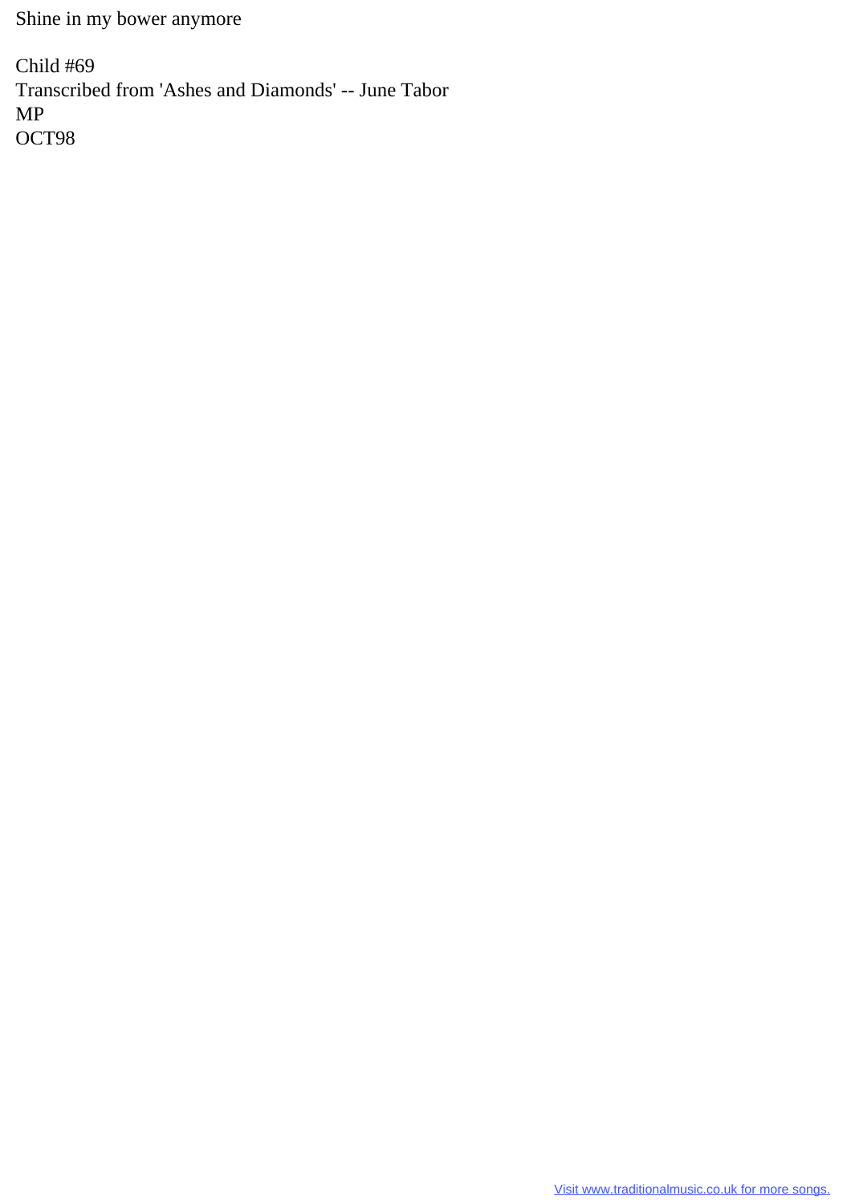Shine in my bower anymore

Child #69
Transcribed from 'Ashes and Diamonds' -- June Tabor
MP
OCT98